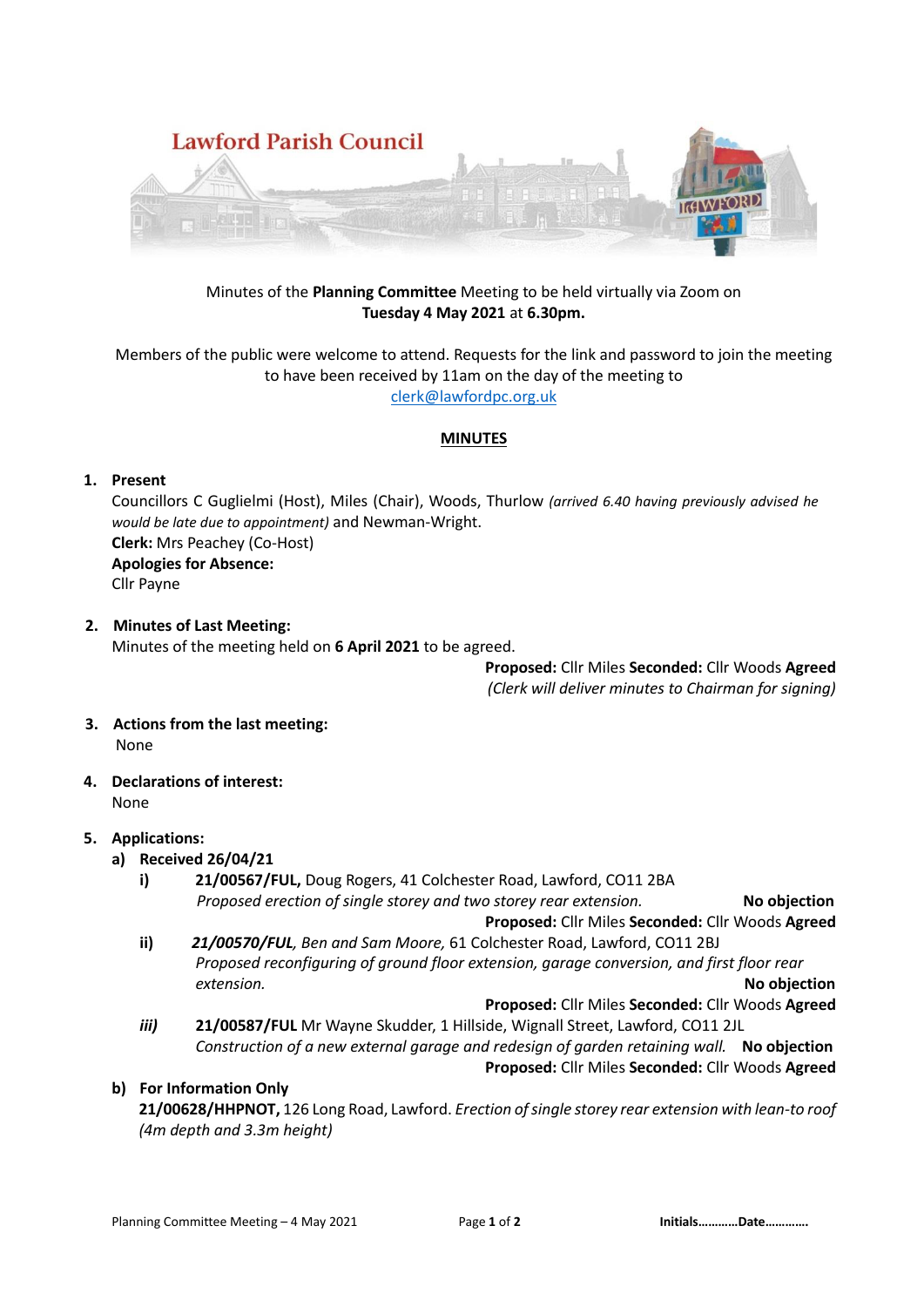# Lawford Parish Council

Minutes of the **Planning Committee** Meeting to be held virtually via Zoom on **Tuesday 4 May 2021** at **6.30pm.**

Members of the public were welcome to attend. Requests for the link and password to join the meeting to have been received by 11am on the day of the meeting to clerk@lawfordpc.org.uk

## MINUTES

1. **Present**
   Councillors C Guglielmi (Host), Miles (Chair), Woods, Thurlow *(arrived 6.40 having previously advised he would be late due to appointment)* and Newman-Wright.
   **Clerk:** Mrs Peachey (Co-Host)
   **Apologies for Absence:**
   Cllr Payne

2. **Minutes of Last Meeting:**
   Minutes of the meeting held on **6 April 2021** to be agreed.
   **Proposed:** Cllr Miles **Seconded:** Cllr Woods **Agreed**
   *(Clerk will deliver minutes to Chairman for signing)*

3. **Actions from the last meeting:**
   None

4. **Declarations of interest:**
   None

5. **Applications:**
   a) **Received 26/04/21**
      i) **21/00567/FUL,** Doug Rogers, 41 Colchester Road, Lawford, CO11 2BA
      *Proposed erection of single storey and two storey rear extension.* **No objection**
      **Proposed:** Cllr Miles **Seconded:** Cllr Woods **Agreed**
      ii) ***21/00570/FUL****, Ben and Sam Moore,* 61 Colchester Road, Lawford, CO11 2BJ
      *Proposed reconfiguring of ground floor extension, garage conversion, and first floor rear extension.* **No objection**
      **Proposed:** Cllr Miles **Seconded:** Cllr Woods **Agreed**
      *iii)* **21/00587/FUL** Mr Wayne Skudder, 1 Hillside, Wignall Street, Lawford, CO11 2JL
      *Construction of a new external garage and redesign of garden retaining wall.* **No objection**
      **Proposed:** Cllr Miles **Seconded:** Cllr Woods **Agreed**

   b) **For Information Only**
      **21/00628/HHPNOT,** 126 Long Road, Lawford. *Erection of single storey rear extension with lean-to roof (4m depth and 3.3m height)*

Initials…………Date………….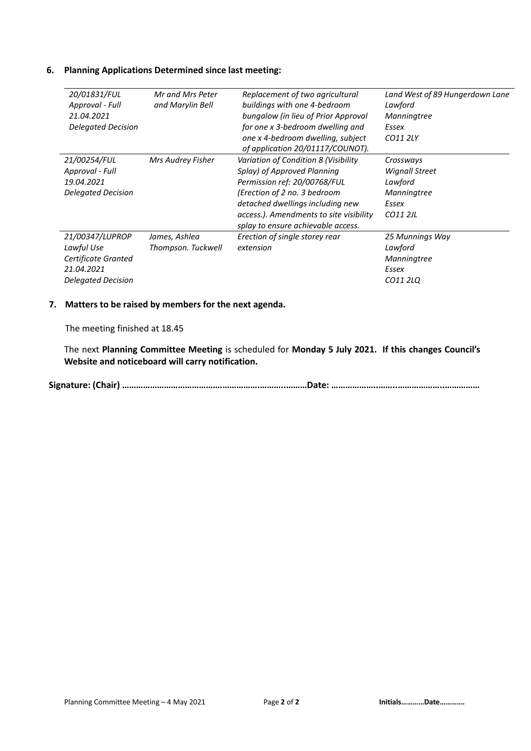## 6. Planning Applications Determined since last meeting:

| | | | |
|---|---|---|---|
| *20/01831/FUL Approval - Full 21.04.2021 Delegated Decision* | *Mr and Mrs Peter and Marylin Bell* | *Replacement of two agricultural buildings with one 4-bedroom bungalow (in lieu of Prior Approval for one x 3-bedroom dwelling and one x 4-bedroom dwelling, subject of application 20/01117/COUNOT).* | *Land West of 89 Hungerdown Lane Lawford Manningtree Essex CO11 2LY* |
| *21/00254/FUL Approval - Full 19.04.2021 Delegated Decision* | *Mrs Audrey Fisher* | *Variation of Condition 8 (Visibility Splay) of Approved Planning Permission ref: 20/00768/FUL (Erection of 2 no. 3 bedroom detached dwellings including new access.). Amendments to site visibility splay to ensure achievable access.* | *Crossways Wignall Street Lawford Manningtree Essex CO11 2JL* |
| *21/00347/LUPROP Lawful Use Certificate Granted 21.04.2021 Delegated Decision* | *James, Ashlea Thompson. Tuckwell* | *Erection of single storey rear extension* | *25 Munnings Way Lawford Manningtree Essex CO11 2LQ* |

## 7. Matters to be raised by members for the next agenda.

The meeting finished at 18.45

The next **Planning Committee Meeting** is scheduled for **Monday 5 July 2021. If this changes Council's Website and noticeboard will carry notification.**

**Signature: (Chair) ……………………………………………………..………Date: ……………..……..……………..……………**

Planning Committee Meeting – 4 May 2021

**Initials…………Date………….**